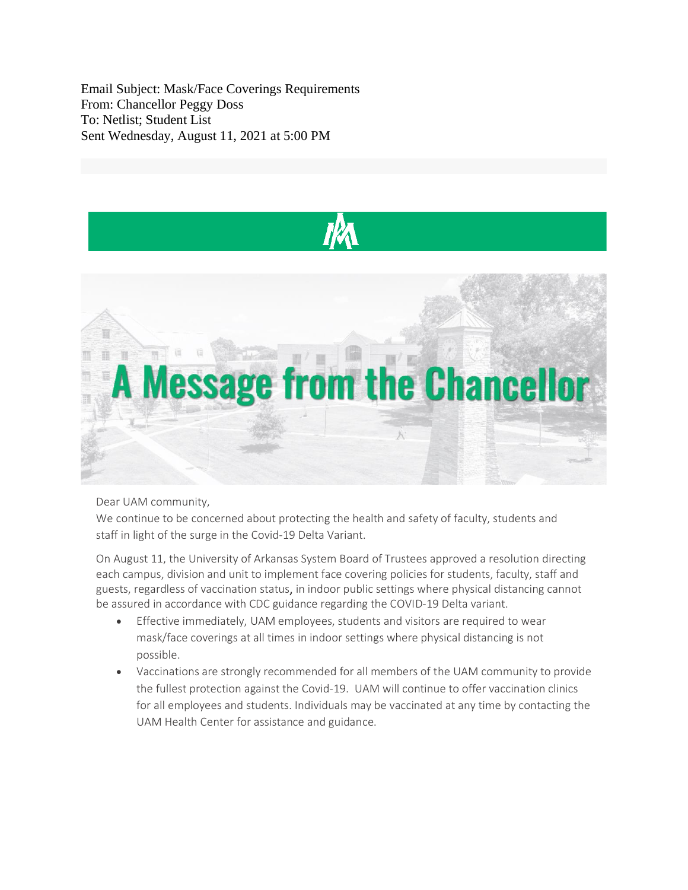Email Subject: Mask/Face Coverings Requirements
From: Chancellor Peggy Doss
To: Netlist; Student List
Sent Wednesday, August 11, 2021 at 5:00 PM

# A Message from the Chancellor

Dear UAM community,

We continue to be concerned about protecting the health and safety of faculty, students and staff in light of the surge in the Covid-19 Delta Variant.

On August 11, the University of Arkansas System Board of Trustees approved a resolution directing each campus, division and unit to implement face covering policies for students, faculty, staff and guests, regardless of vaccination status, in indoor public settings where physical distancing cannot be assured in accordance with CDC guidance regarding the COVID-19 Delta variant.

- Effective immediately, UAM employees, students and visitors are required to wear mask/face coverings at all times in indoor settings where physical distancing is not possible.
- Vaccinations are strongly recommended for all members of the UAM community to provide the fullest protection against the Covid-19. UAM will continue to offer vaccination clinics for all employees and students. Individuals may be vaccinated at any time by contacting the UAM Health Center for assistance and guidance.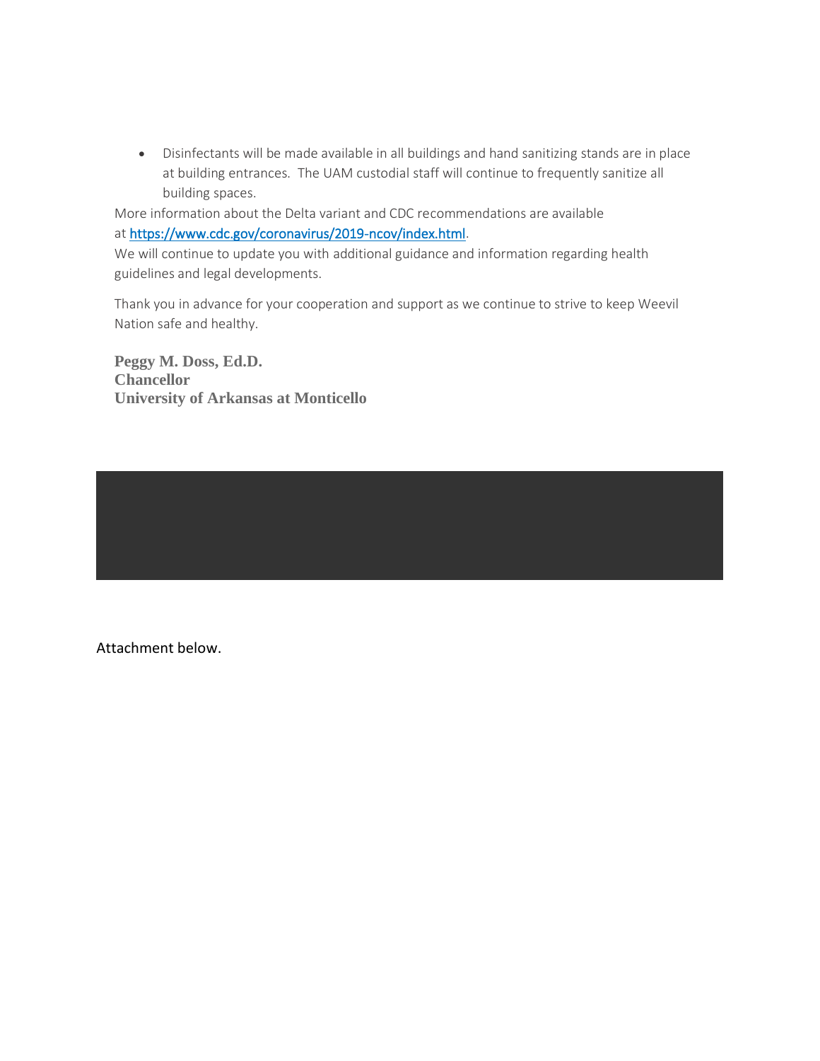- Disinfectants will be made available in all buildings and hand sanitizing stands are in place at building entrances. The UAM custodial staff will continue to frequently sanitize all building spaces.

More information about the Delta variant and CDC recommendations are available at https://www.cdc.gov/coronavirus/2019-ncov/index.html.

We will continue to update you with additional guidance and information regarding health guidelines and legal developments.

Thank you in advance for your cooperation and support as we continue to strive to keep Weevil Nation safe and healthy.

**Peggy M. Doss, Ed.D.**
**Chancellor**
**University of Arkansas at Monticello**

Attachment below.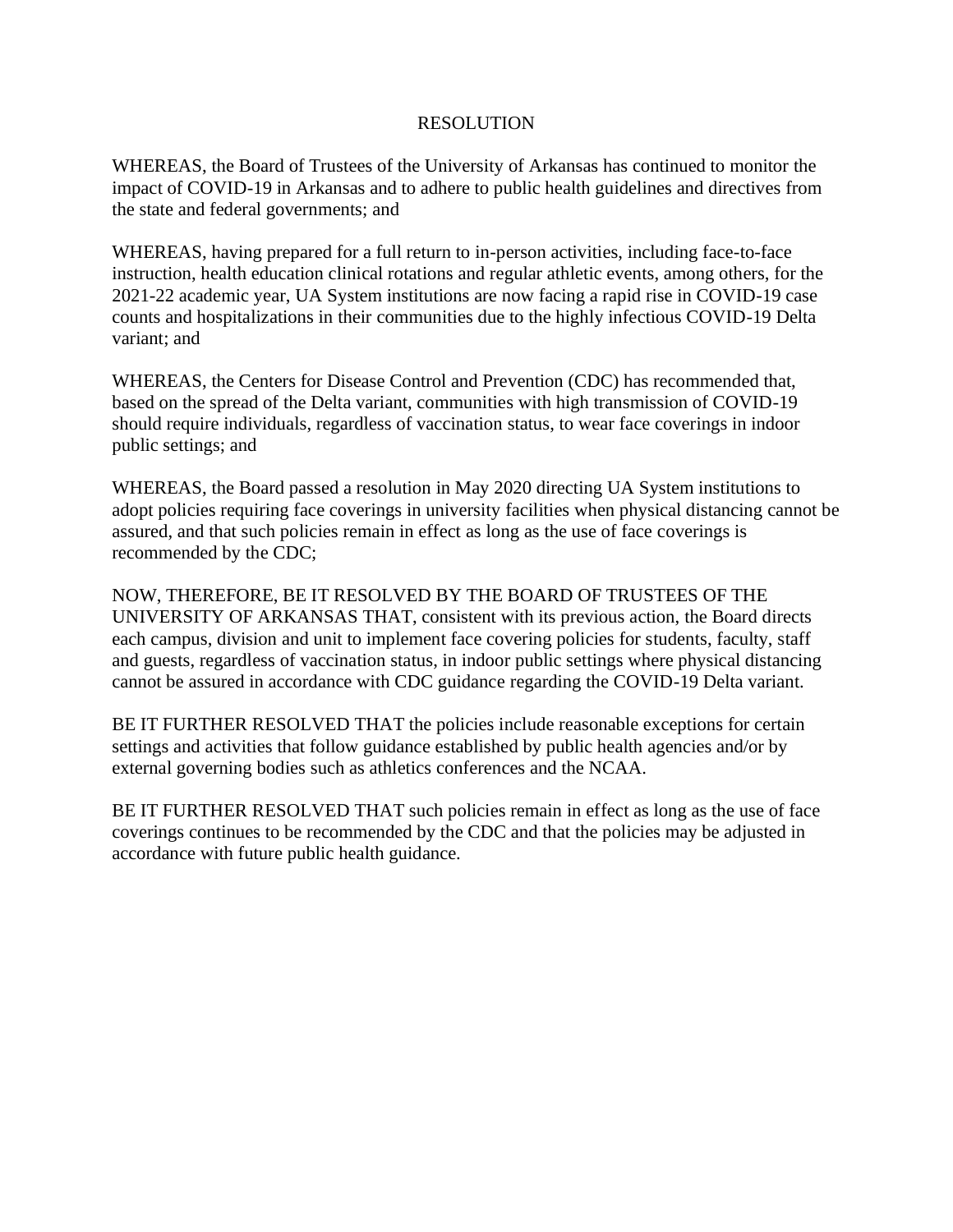# RESOLUTION

WHEREAS, the Board of Trustees of the University of Arkansas has continued to monitor the impact of COVID-19 in Arkansas and to adhere to public health guidelines and directives from the state and federal governments; and

WHEREAS, having prepared for a full return to in-person activities, including face-to-face instruction, health education clinical rotations and regular athletic events, among others, for the 2021-22 academic year, UA System institutions are now facing a rapid rise in COVID-19 case counts and hospitalizations in their communities due to the highly infectious COVID-19 Delta variant; and

WHEREAS, the Centers for Disease Control and Prevention (CDC) has recommended that, based on the spread of the Delta variant, communities with high transmission of COVID-19 should require individuals, regardless of vaccination status, to wear face coverings in indoor public settings; and

WHEREAS, the Board passed a resolution in May 2020 directing UA System institutions to adopt policies requiring face coverings in university facilities when physical distancing cannot be assured, and that such policies remain in effect as long as the use of face coverings is recommended by the CDC;

NOW, THEREFORE, BE IT RESOLVED BY THE BOARD OF TRUSTEES OF THE UNIVERSITY OF ARKANSAS THAT, consistent with its previous action, the Board directs each campus, division and unit to implement face covering policies for students, faculty, staff and guests, regardless of vaccination status, in indoor public settings where physical distancing cannot be assured in accordance with CDC guidance regarding the COVID-19 Delta variant.

BE IT FURTHER RESOLVED THAT the policies include reasonable exceptions for certain settings and activities that follow guidance established by public health agencies and/or by external governing bodies such as athletics conferences and the NCAA.

BE IT FURTHER RESOLVED THAT such policies remain in effect as long as the use of face coverings continues to be recommended by the CDC and that the policies may be adjusted in accordance with future public health guidance.